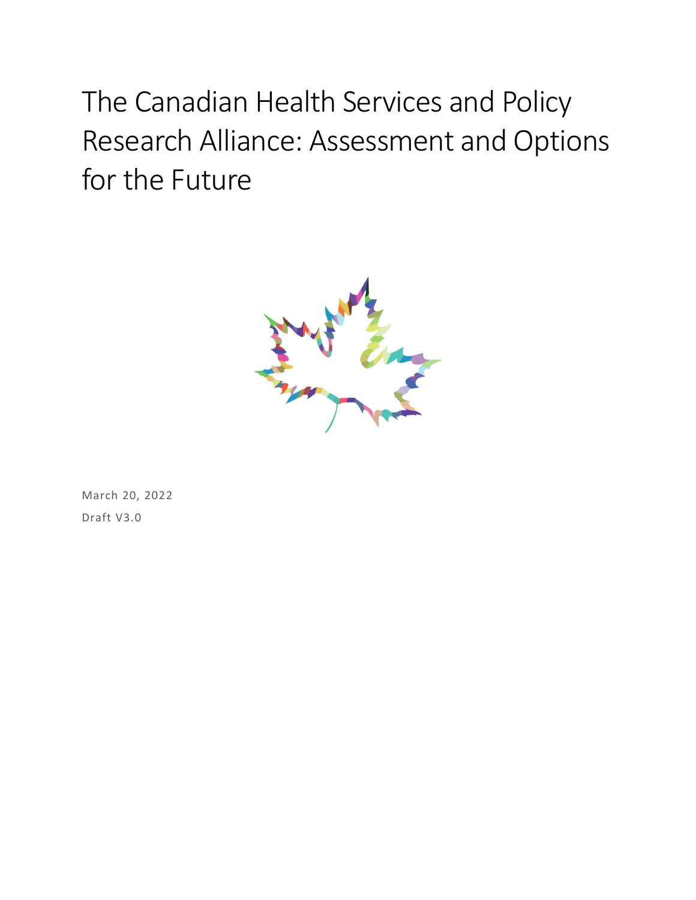# The Canadian Health Services and Policy Research Alliance: Assessment and Options for the Future

March 20, 2022

Draft V3.0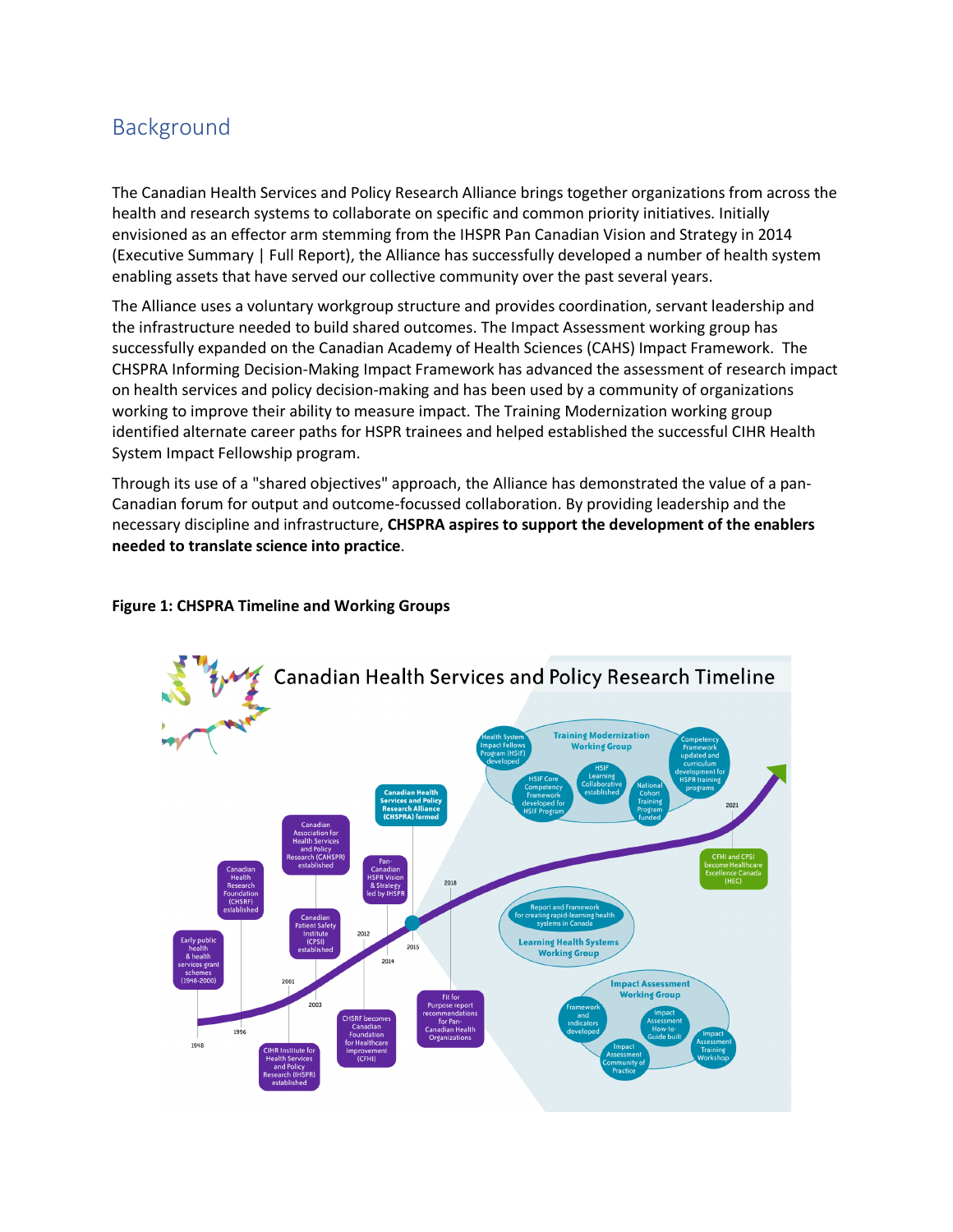## Background

The Canadian Health Services and Policy Research Alliance brings together organizations from across the health and research systems to collaborate on specific and common priority initiatives. Initially envisioned as an effector arm stemming from the IHSPR Pan Canadian Vision and Strategy in 2014 (Executive Summary | Full Report), the Alliance has successfully developed a number of health system enabling assets that have served our collective community over the past several years.

The Alliance uses a voluntary workgroup structure and provides coordination, servant leadership and the infrastructure needed to build shared outcomes. The Impact Assessment working group has successfully expanded on the Canadian Academy of Health Sciences (CAHS) Impact Framework. The CHSPRA Informing Decision-Making Impact Framework has advanced the assessment of research impact on health services and policy decision-making and has been used by a community of organizations working to improve their ability to measure impact. The Training Modernization working group identified alternate career paths for HSPR trainees and helped established the successful CIHR Health System Impact Fellowship program.

Through its use of a "shared objectives" approach, the Alliance has demonstrated the value of a pan-Canadian forum for output and outcome-focussed collaboration. By providing leadership and the necessary discipline and infrastructure, **CHSPRA aspires to support the development of the enablers needed to translate science into practice**.

**Figure 1: CHSPRA Timeline and Working Groups**

Canadian Health Services and Policy Research Timeline

- 1948: Early public health & health services grant schemes (1948-2000)
- 1996: Canadian Health Research Foundation (CHSRF) established
- 2001: CIHR Institute for Health Services and Policy Research (IHSPR) established
- 2003: Canadian Association for Health Services and Policy Research (CAHSPR) established; Canadian Patient Safety Institute (CPSI) established
- 2012: CHSRF becomes Canadian Foundation for Healthcare Improvement (CFHI)
- 2014: Pan-Canadian HSPR Vision & Strategy led by IHSPR
- 2015: Canadian Health Services and Policy Research Alliance (CHSPRA) formed
- 2018: Fit for Purpose report recommendations for Pan-Canadian Health Organizations
- 2021: CFHI and CPSI become Healthcare Excellence Canada (HEC)

Training Modernization Working Group: Health System Impact Fellows Program (HSIF) developed; HSIF Core Competency Framework developed for HSIF Program; HSIF Learning Collaborative established; National Cohort Training Program funded; Competency Framework updated and curriculum development for HSPR training programs

Learning Health Systems Working Group: Report and Framework for creating rapid-learning health systems in Canada

Impact Assessment Working Group: Framework and indicators developed; Impact Assessment How-to-Guide built; Impact Assessment Community of Practice; Impact Assessment Training Workshop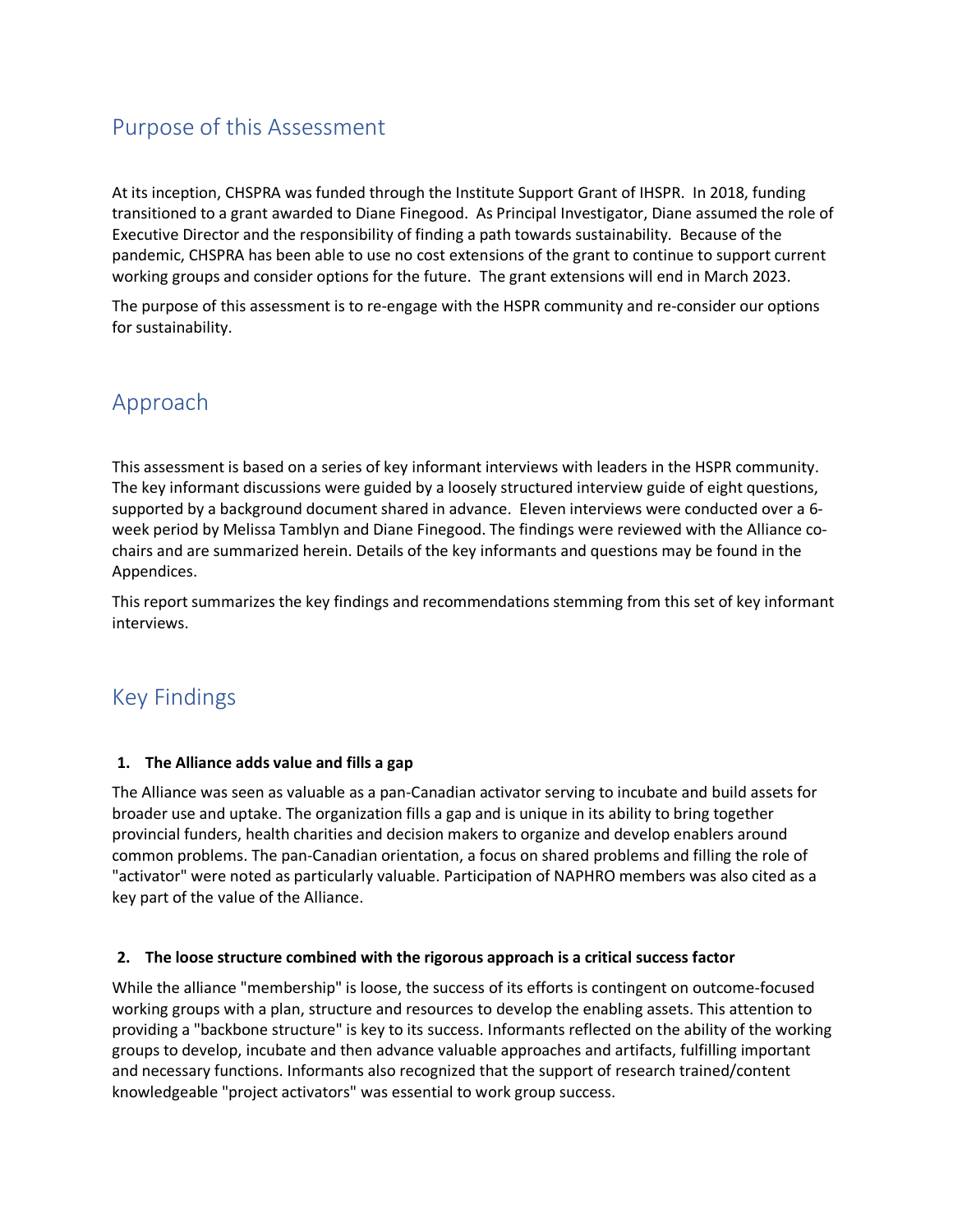## Purpose of this Assessment

At its inception, CHSPRA was funded through the Institute Support Grant of IHSPR. In 2018, funding transitioned to a grant awarded to Diane Finegood. As Principal Investigator, Diane assumed the role of Executive Director and the responsibility of finding a path towards sustainability. Because of the pandemic, CHSPRA has been able to use no cost extensions of the grant to continue to support current working groups and consider options for the future. The grant extensions will end in March 2023.

The purpose of this assessment is to re-engage with the HSPR community and re-consider our options for sustainability.

## Approach

This assessment is based on a series of key informant interviews with leaders in the HSPR community. The key informant discussions were guided by a loosely structured interview guide of eight questions, supported by a background document shared in advance. Eleven interviews were conducted over a 6-week period by Melissa Tamblyn and Diane Finegood. The findings were reviewed with the Alliance co-chairs and are summarized herein. Details of the key informants and questions may be found in the Appendices.

This report summarizes the key findings and recommendations stemming from this set of key informant interviews.

## Key Findings

### 1. The Alliance adds value and fills a gap

The Alliance was seen as valuable as a pan-Canadian activator serving to incubate and build assets for broader use and uptake. The organization fills a gap and is unique in its ability to bring together provincial funders, health charities and decision makers to organize and develop enablers around common problems. The pan-Canadian orientation, a focus on shared problems and filling the role of "activator" were noted as particularly valuable. Participation of NAPHRO members was also cited as a key part of the value of the Alliance.

### 2. The loose structure combined with the rigorous approach is a critical success factor

While the alliance "membership" is loose, the success of its efforts is contingent on outcome-focused working groups with a plan, structure and resources to develop the enabling assets. This attention to providing a "backbone structure" is key to its success. Informants reflected on the ability of the working groups to develop, incubate and then advance valuable approaches and artifacts, fulfilling important and necessary functions. Informants also recognized that the support of research trained/content knowledgeable "project activators" was essential to work group success.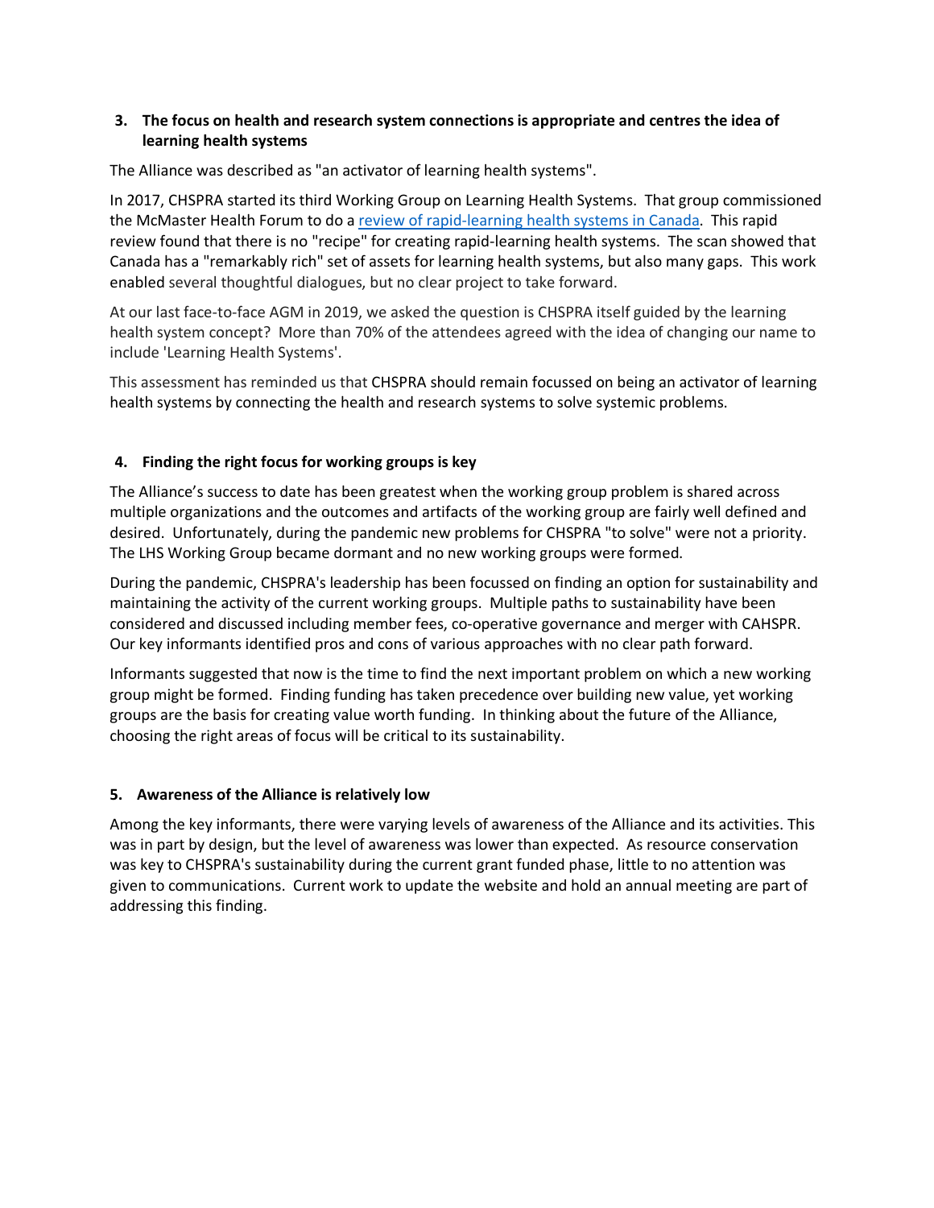### 3. The focus on health and research system connections is appropriate and centres the idea of learning health systems

The Alliance was described as "an activator of learning health systems".

In 2017, CHSPRA started its third Working Group on Learning Health Systems. That group commissioned the McMaster Health Forum to do a [review of rapid-learning health systems in Canada](). This rapid review found that there is no "recipe" for creating rapid-learning health systems. The scan showed that Canada has a "remarkably rich" set of assets for learning health systems, but also many gaps. This work enabled several thoughtful dialogues, but no clear project to take forward.

At our last face-to-face AGM in 2019, we asked the question is CHSPRA itself guided by the learning health system concept? More than 70% of the attendees agreed with the idea of changing our name to include 'Learning Health Systems'.

This assessment has reminded us that CHSPRA should remain focussed on being an activator of learning health systems by connecting the health and research systems to solve systemic problems.

### 4. Finding the right focus for working groups is key

The Alliance's success to date has been greatest when the working group problem is shared across multiple organizations and the outcomes and artifacts of the working group are fairly well defined and desired. Unfortunately, during the pandemic new problems for CHSPRA "to solve" were not a priority. The LHS Working Group became dormant and no new working groups were formed.

During the pandemic, CHSPRA's leadership has been focussed on finding an option for sustainability and maintaining the activity of the current working groups. Multiple paths to sustainability have been considered and discussed including member fees, co-operative governance and merger with CAHSPR. Our key informants identified pros and cons of various approaches with no clear path forward.

Informants suggested that now is the time to find the next important problem on which a new working group might be formed. Finding funding has taken precedence over building new value, yet working groups are the basis for creating value worth funding. In thinking about the future of the Alliance, choosing the right areas of focus will be critical to its sustainability.

### 5. Awareness of the Alliance is relatively low

Among the key informants, there were varying levels of awareness of the Alliance and its activities. This was in part by design, but the level of awareness was lower than expected. As resource conservation was key to CHSPRA's sustainability during the current grant funded phase, little to no attention was given to communications. Current work to update the website and hold an annual meeting are part of addressing this finding.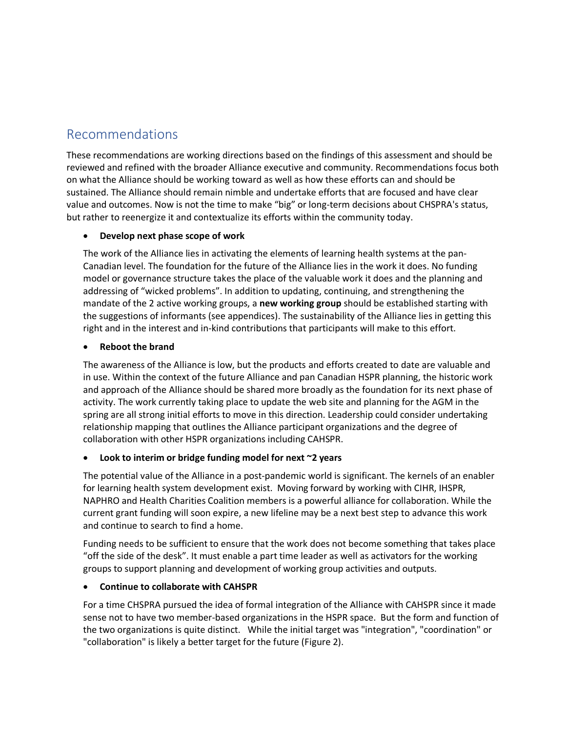## Recommendations

These recommendations are working directions based on the findings of this assessment and should be reviewed and refined with the broader Alliance executive and community. Recommendations focus both on what the Alliance should be working toward as well as how these efforts can and should be sustained. The Alliance should remain nimble and undertake efforts that are focused and have clear value and outcomes. Now is not the time to make "big" or long-term decisions about CHSPRA's status, but rather to reenergize it and contextualize its efforts within the community today.

- **Develop next phase scope of work**

  The work of the Alliance lies in activating the elements of learning health systems at the pan-Canadian level. The foundation for the future of the Alliance lies in the work it does. No funding model or governance structure takes the place of the valuable work it does and the planning and addressing of "wicked problems". In addition to updating, continuing, and strengthening the mandate of the 2 active working groups, a **new working group** should be established starting with the suggestions of informants (see appendices). The sustainability of the Alliance lies in getting this right and in the interest and in-kind contributions that participants will make to this effort.

- **Reboot the brand**

  The awareness of the Alliance is low, but the products and efforts created to date are valuable and in use. Within the context of the future Alliance and pan Canadian HSPR planning, the historic work and approach of the Alliance should be shared more broadly as the foundation for its next phase of activity. The work currently taking place to update the web site and planning for the AGM in the spring are all strong initial efforts to move in this direction. Leadership could consider undertaking relationship mapping that outlines the Alliance participant organizations and the degree of collaboration with other HSPR organizations including CAHSPR.

- **Look to interim or bridge funding model for next ~2 years**

  The potential value of the Alliance in a post-pandemic world is significant. The kernels of an enabler for learning health system development exist. Moving forward by working with CIHR, IHSPR, NAPHRO and Health Charities Coalition members is a powerful alliance for collaboration. While the current grant funding will soon expire, a new lifeline may be a next best step to advance this work and continue to search to find a home.

  Funding needs to be sufficient to ensure that the work does not become something that takes place "off the side of the desk". It must enable a part time leader as well as activators for the working groups to support planning and development of working group activities and outputs.

- **Continue to collaborate with CAHSPR**

  For a time CHSPRA pursued the idea of formal integration of the Alliance with CAHSPR since it made sense not to have two member-based organizations in the HSPR space. But the form and function of the two organizations is quite distinct. While the initial target was "integration", "coordination" or "collaboration" is likely a better target for the future (Figure 2).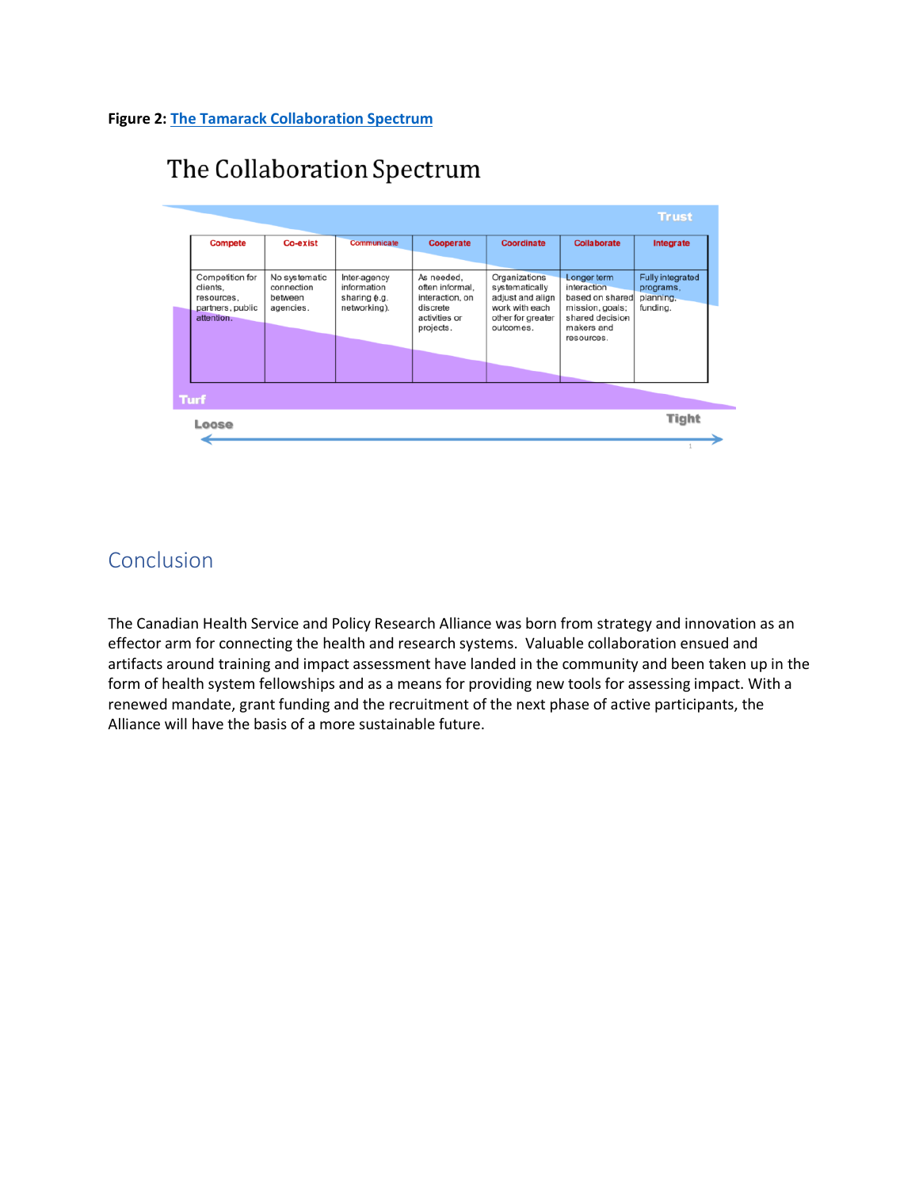**Figure 2: [The Tamarack Collaboration Spectrum]**

The Collaboration Spectrum

| Compete | Co-exist | Communicate | Cooperate | Coordinate | Collaborate | Integrate |
|---|---|---|---|---|---|---|
| Competition for clients, resources, partners, public attention. | No systematic connection between agencies. | Inter-agency information sharing (e.g. networking). | As needed, often informal, interaction, on discrete activities or projects. | Organizations systematically adjust and align work with each other for greater outcomes. | Longer term interaction based on shared mission, goals; shared decision makers and resources. | Fully integrated programs, planning, funding. |

Trust

Turf

Loose ↔ Tight

## Conclusion

The Canadian Health Service and Policy Research Alliance was born from strategy and innovation as an effector arm for connecting the health and research systems. Valuable collaboration ensued and artifacts around training and impact assessment have landed in the community and been taken up in the form of health system fellowships and as a means for providing new tools for assessing impact. With a renewed mandate, grant funding and the recruitment of the next phase of active participants, the Alliance will have the basis of a more sustainable future.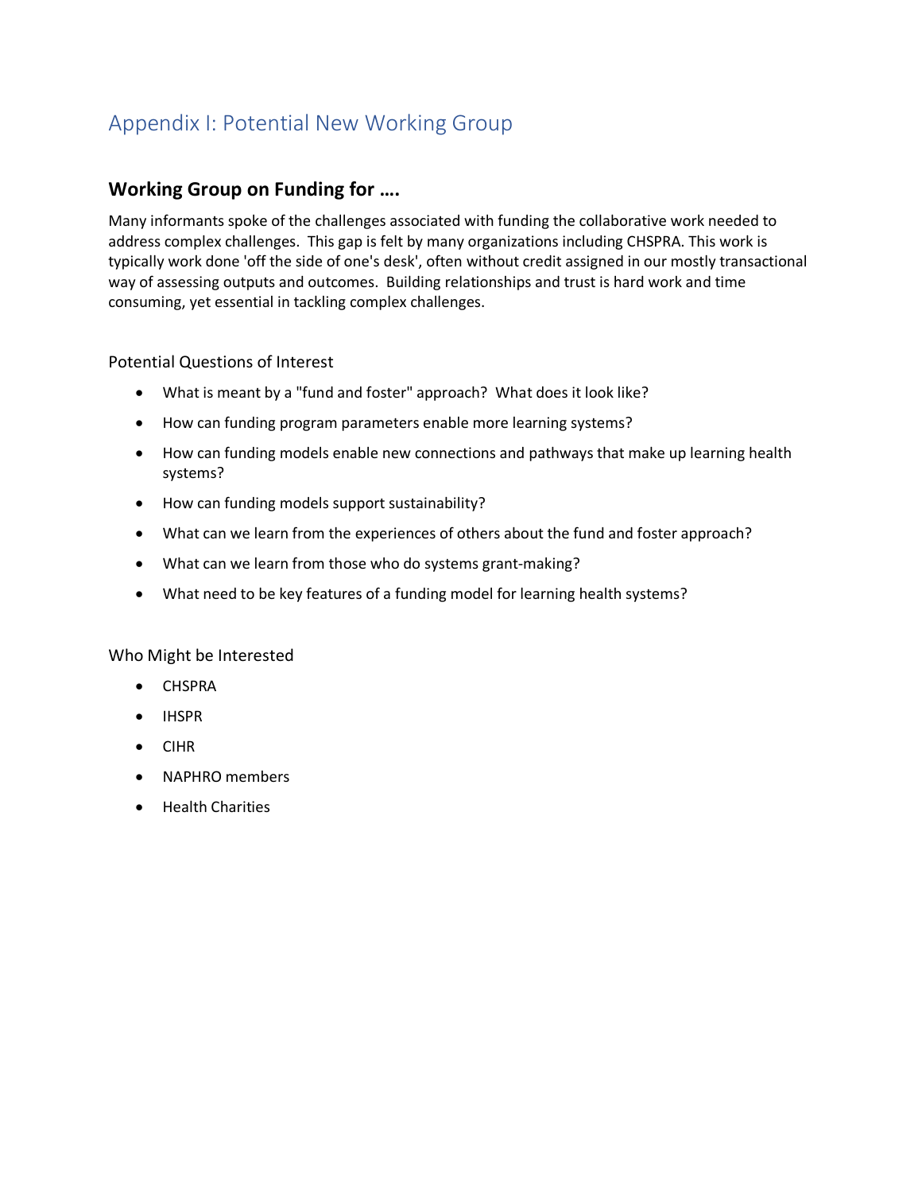# Appendix I: Potential New Working Group

## Working Group on Funding for ….

Many informants spoke of the challenges associated with funding the collaborative work needed to address complex challenges. This gap is felt by many organizations including CHSPRA. This work is typically work done 'off the side of one's desk', often without credit assigned in our mostly transactional way of assessing outputs and outcomes. Building relationships and trust is hard work and time consuming, yet essential in tackling complex challenges.

### Potential Questions of Interest

- What is meant by a "fund and foster" approach? What does it look like?
- How can funding program parameters enable more learning systems?
- How can funding models enable new connections and pathways that make up learning health systems?
- How can funding models support sustainability?
- What can we learn from the experiences of others about the fund and foster approach?
- What can we learn from those who do systems grant-making?
- What need to be key features of a funding model for learning health systems?

### Who Might be Interested

- CHSPRA
- IHSPR
- CIHR
- NAPHRO members
- Health Charities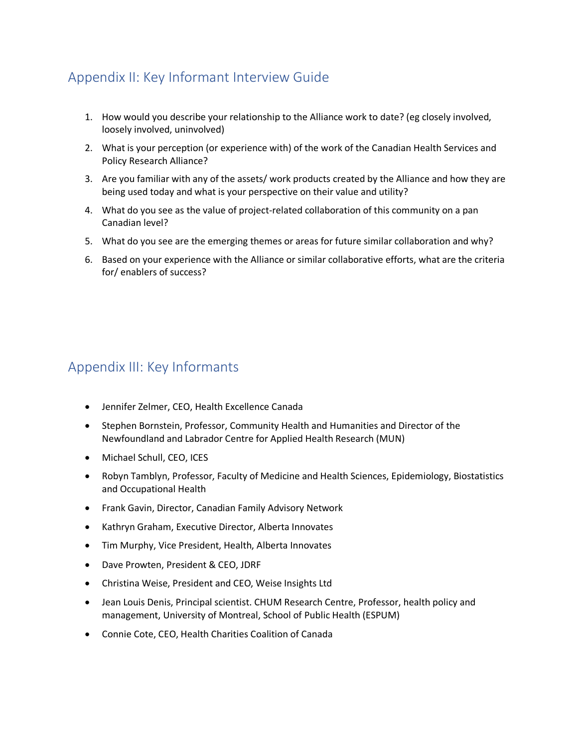## Appendix II: Key Informant Interview Guide

1. How would you describe your relationship to the Alliance work to date? (eg closely involved, loosely involved, uninvolved)
2. What is your perception (or experience with) of the work of the Canadian Health Services and Policy Research Alliance?
3. Are you familiar with any of the assets/ work products created by the Alliance and how they are being used today and what is your perspective on their value and utility?
4. What do you see as the value of project-related collaboration of this community on a pan Canadian level?
5. What do you see are the emerging themes or areas for future similar collaboration and why?
6. Based on your experience with the Alliance or similar collaborative efforts, what are the criteria for/ enablers of success?

## Appendix III: Key Informants

- Jennifer Zelmer, CEO, Health Excellence Canada
- Stephen Bornstein, Professor, Community Health and Humanities and Director of the Newfoundland and Labrador Centre for Applied Health Research (MUN)
- Michael Schull, CEO, ICES
- Robyn Tamblyn, Professor, Faculty of Medicine and Health Sciences, Epidemiology, Biostatistics and Occupational Health
- Frank Gavin, Director, Canadian Family Advisory Network
- Kathryn Graham, Executive Director, Alberta Innovates
- Tim Murphy, Vice President, Health, Alberta Innovates
- Dave Prowten, President & CEO, JDRF
- Christina Weise, President and CEO, Weise Insights Ltd
- Jean Louis Denis, Principal scientist. CHUM Research Centre, Professor, health policy and management, University of Montreal, School of Public Health (ESPUM)
- Connie Cote, CEO, Health Charities Coalition of Canada